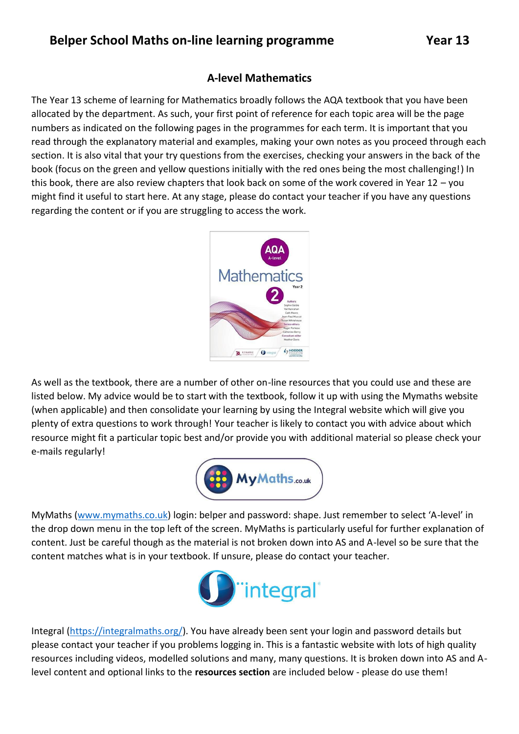# Belper School Maths on-line learning programme Year 13

## A-level Mathematics

The Year 13 scheme of learning for Mathematics broadly follows the AQA textbook that you have been allocated by the department. As such, your first point of reference for each topic area will be the page numbers as indicated on the following pages in the programmes for each term. It is important that you read through the explanatory material and examples, making your own notes as you proceed through each section. It is also vital that your try questions from the exercises, checking your answers in the back of the book (focus on the green and yellow questions initially with the red ones being the most challenging!) In this book, there are also review chapters that look back on some of the work covered in Year 12 – you might find it useful to start here. At any stage, please do contact your teacher if you have any questions regarding the content or if you are struggling to access the work.

As well as the textbook, there are a number of other on-line resources that you could use and these are listed below. My advice would be to start with the textbook, follow it up with using the Mymaths website (when applicable) and then consolidate your learning by using the Integral website which will give you plenty of extra questions to work through! Your teacher is likely to contact you with advice about which resource might fit a particular topic best and/or provide you with additional material so please check your e-mails regularly!

MyMaths (www.mymaths.co.uk) login: belper and password: shape. Just remember to select 'A-level' in the drop down menu in the top left of the screen. MyMaths is particularly useful for further explanation of content. Just be careful though as the material is not broken down into AS and A-level so be sure that the content matches what is in your textbook. If unsure, please do contact your teacher.

Integral (https://integralmaths.org/). You have already been sent your login and password details but please contact your teacher if you problems logging in. This is a fantastic website with lots of high quality resources including videos, modelled solutions and many, many questions. It is broken down into AS and A-level content and optional links to the **resources section** are included below - please do use them!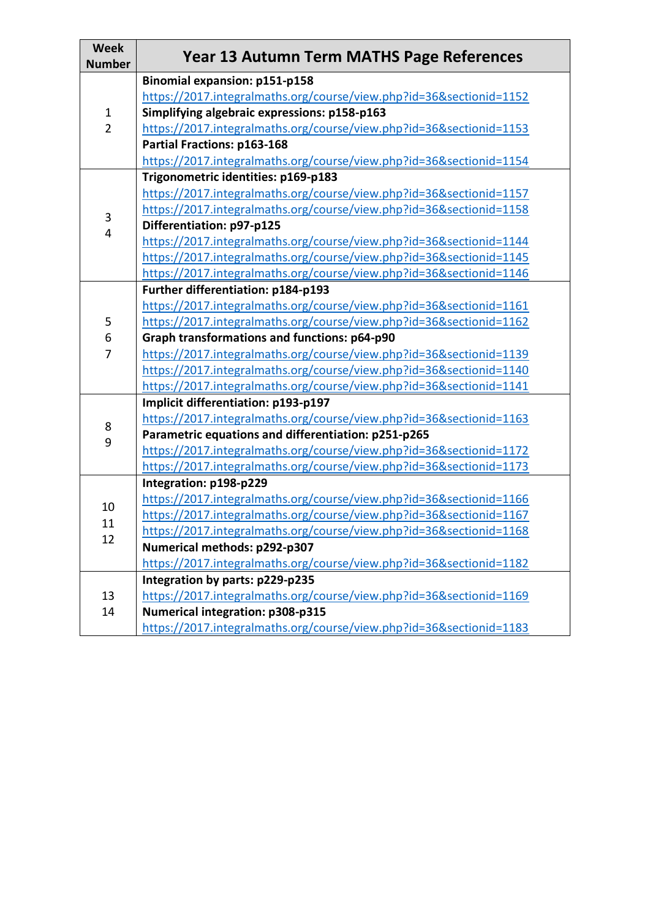| Week Number | Year 13 Autumn Term MATHS Page References |
| --- | --- |
| 1<br>2 | **Binomial expansion: p151-p158**<br>https://2017.integralmaths.org/course/view.php?id=36&sectionid=1152<br>**Simplifying algebraic expressions: p158-p163**<br>https://2017.integralmaths.org/course/view.php?id=36&sectionid=1153<br>**Partial Fractions: p163-168**<br>https://2017.integralmaths.org/course/view.php?id=36&sectionid=1154 |
| 3<br>4 | **Trigonometric identities: p169-p183**<br>https://2017.integralmaths.org/course/view.php?id=36&sectionid=1157<br>https://2017.integralmaths.org/course/view.php?id=36&sectionid=1158<br>**Differentiation: p97-p125**<br>https://2017.integralmaths.org/course/view.php?id=36&sectionid=1144<br>https://2017.integralmaths.org/course/view.php?id=36&sectionid=1145<br>https://2017.integralmaths.org/course/view.php?id=36&sectionid=1146 |
| 5<br>6<br>7 | **Further differentiation: p184-p193**<br>https://2017.integralmaths.org/course/view.php?id=36&sectionid=1161<br>https://2017.integralmaths.org/course/view.php?id=36&sectionid=1162<br>**Graph transformations and functions: p64-p90**<br>https://2017.integralmaths.org/course/view.php?id=36&sectionid=1139<br>https://2017.integralmaths.org/course/view.php?id=36&sectionid=1140<br>https://2017.integralmaths.org/course/view.php?id=36&sectionid=1141 |
| 8<br>9 | **Implicit differentiation: p193-p197**<br>https://2017.integralmaths.org/course/view.php?id=36&sectionid=1163<br>**Parametric equations and differentiation: p251-p265**<br>https://2017.integralmaths.org/course/view.php?id=36&sectionid=1172<br>https://2017.integralmaths.org/course/view.php?id=36&sectionid=1173 |
| 10<br>11<br>12 | **Integration: p198-p229**<br>https://2017.integralmaths.org/course/view.php?id=36&sectionid=1166<br>https://2017.integralmaths.org/course/view.php?id=36&sectionid=1167<br>https://2017.integralmaths.org/course/view.php?id=36&sectionid=1168<br>**Numerical methods: p292-p307**<br>https://2017.integralmaths.org/course/view.php?id=36&sectionid=1182 |
| 13<br>14 | **Integration by parts: p229-p235**<br>https://2017.integralmaths.org/course/view.php?id=36&sectionid=1169<br>**Numerical integration: p308-p315**<br>https://2017.integralmaths.org/course/view.php?id=36&sectionid=1183 |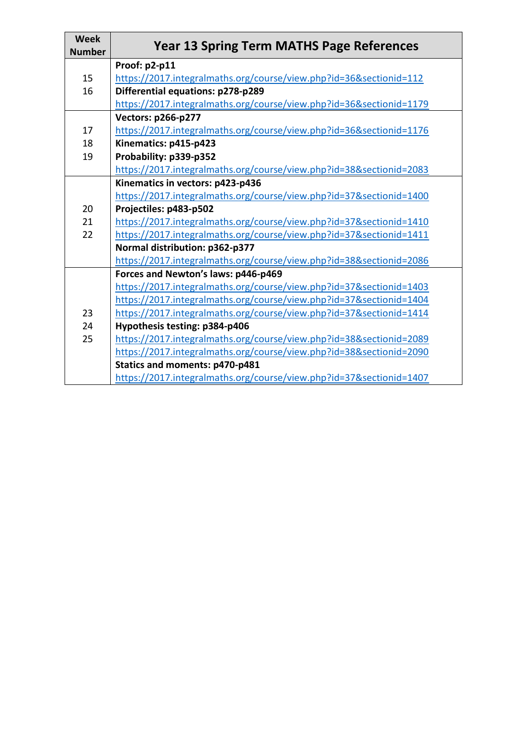| Week Number | Year 13 Spring Term MATHS Page References |
|---|---|
| 15<br>16 | **Proof: p2-p11**<br>https://2017.integralmaths.org/course/view.php?id=36&sectionid=112<br>**Differential equations: p278-p289**<br>https://2017.integralmaths.org/course/view.php?id=36&sectionid=1179 |
| 17<br>18<br>19 | **Vectors: p266-p277**<br>https://2017.integralmaths.org/course/view.php?id=36&sectionid=1176<br>**Kinematics: p415-p423**<br>**Probability: p339-p352**<br>https://2017.integralmaths.org/course/view.php?id=38&sectionid=2083 |
| 20<br>21<br>22 | **Kinematics in vectors: p423-p436**<br>https://2017.integralmaths.org/course/view.php?id=37&sectionid=1400<br>**Projectiles: p483-p502**<br>https://2017.integralmaths.org/course/view.php?id=37&sectionid=1410<br>https://2017.integralmaths.org/course/view.php?id=37&sectionid=1411<br>**Normal distribution: p362-p377**<br>https://2017.integralmaths.org/course/view.php?id=38&sectionid=2086 |
| 23<br>24<br>25 | **Forces and Newton's laws: p446-p469**<br>https://2017.integralmaths.org/course/view.php?id=37&sectionid=1403<br>https://2017.integralmaths.org/course/view.php?id=37&sectionid=1404<br>https://2017.integralmaths.org/course/view.php?id=37&sectionid=1414<br>**Hypothesis testing: p384-p406**<br>https://2017.integralmaths.org/course/view.php?id=38&sectionid=2089<br>https://2017.integralmaths.org/course/view.php?id=38&sectionid=2090<br>**Statics and moments: p470-p481**<br>https://2017.integralmaths.org/course/view.php?id=37&sectionid=1407 |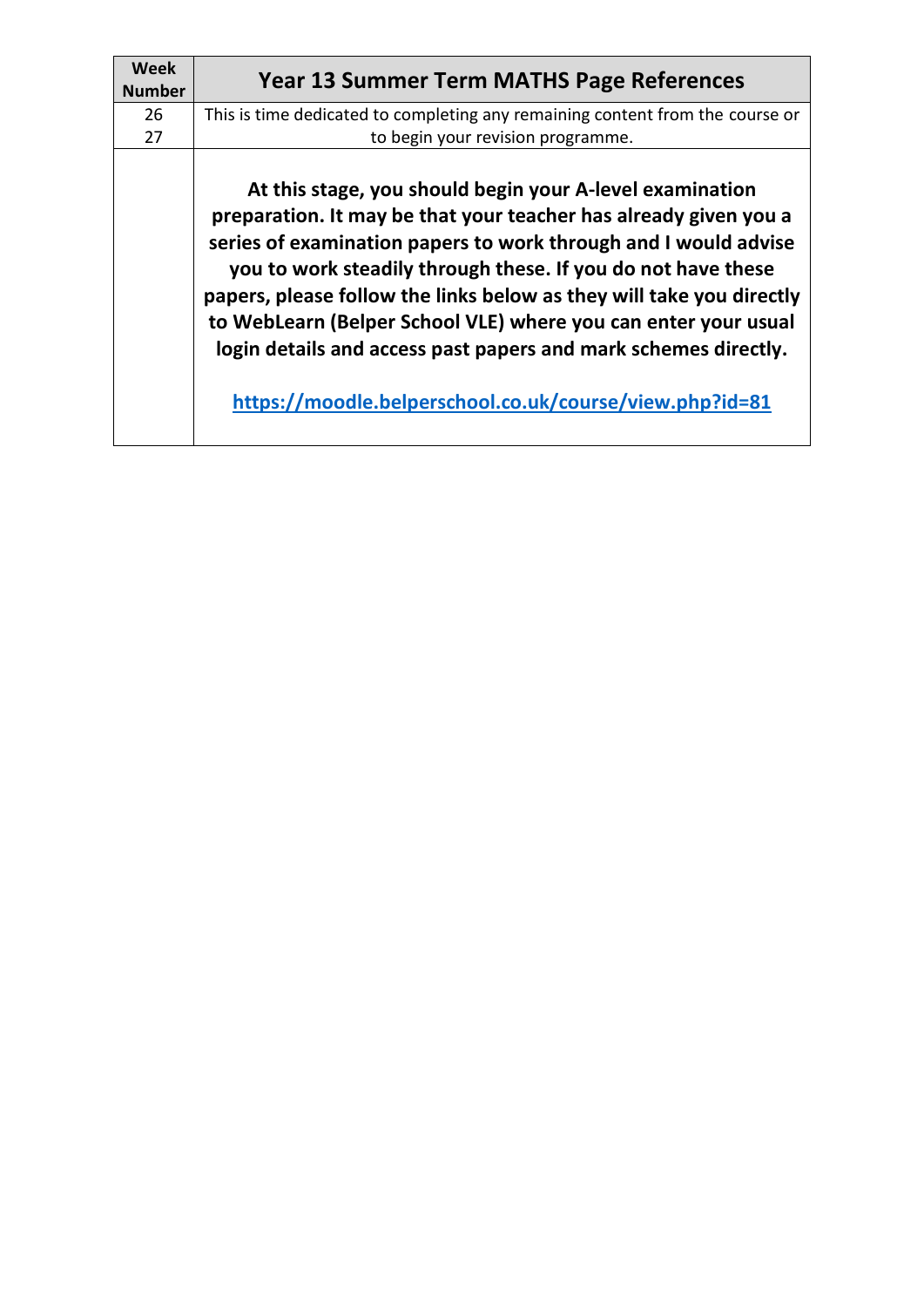| Week Number | Year 13 Summer Term MATHS Page References |
| --- | --- |
| 26<br>27 | This is time dedicated to completing any remaining content from the course or to begin your revision programme. |
| | **At this stage, you should begin your A-level examination preparation. It may be that your teacher has already given you a series of examination papers to work through and I would advise you to work steadily through these. If you do not have these papers, please follow the links below as they will take you directly to WebLearn (Belper School VLE) where you can enter your usual login details and access past papers and mark schemes directly.**<br><br>**https://moodle.belperschool.co.uk/course/view.php?id=81** |